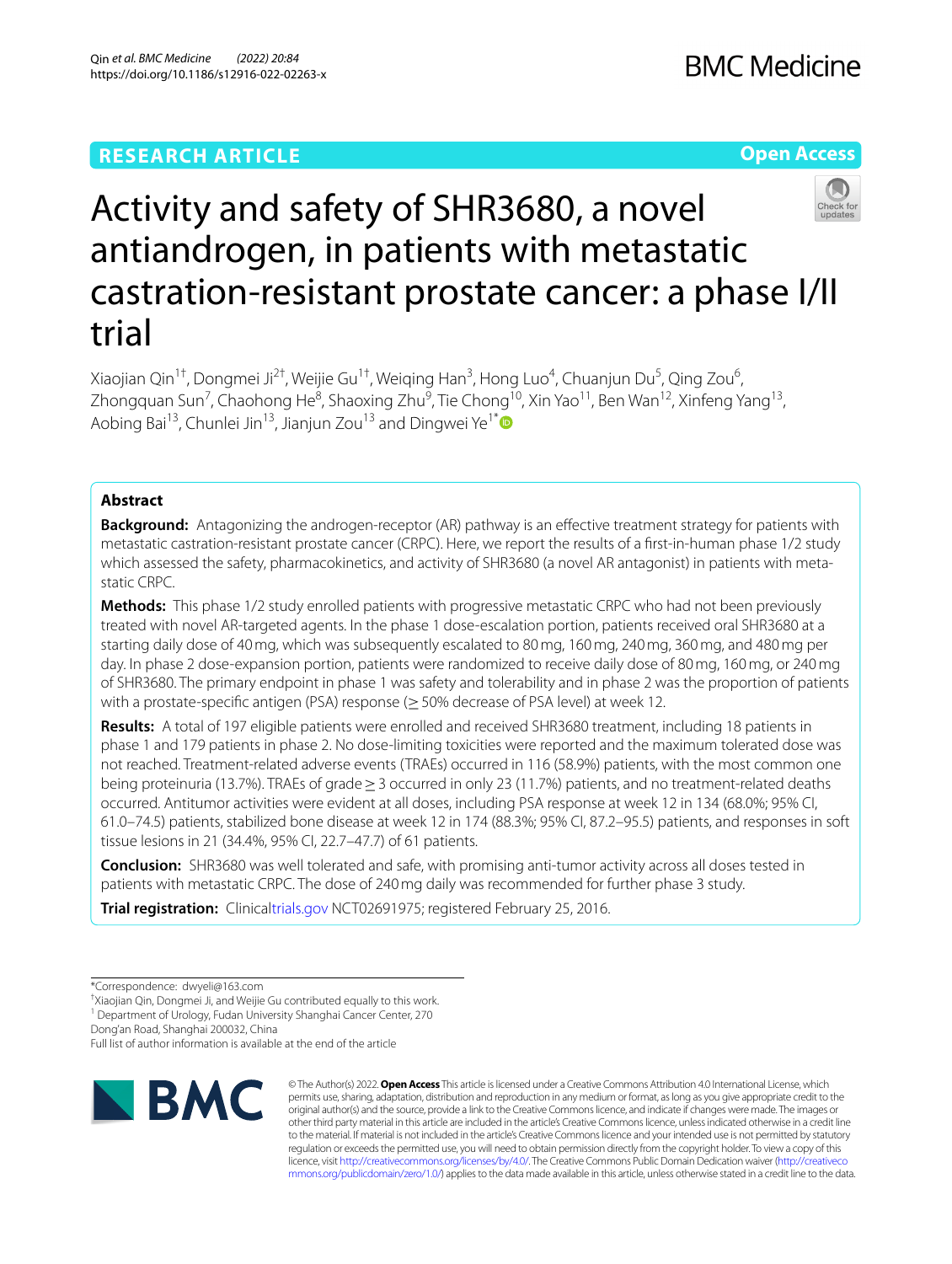RESEARCH ARTICLE

Open Access

# Activity and safety of SHR3680, a novel antiandrogen, in patients with metastatic castration-resistant prostate cancer: a phase I/II trial

Xiaojian Qin[1†], Dongmei Ji[2†], Weijie Gu[1†], Weiqing Han[3], Hong Luo[4], Chuanjun Du[5], Qing Zou[6], Zhongquan Sun[7], Chaohong He[8], Shaoxing Zhu[9], Tie Chong[10], Xin Yao[11], Ben Wan[12], Xinfeng Yang[13], Aobing Bai[13], Chunlei Jin[13], Jianjun Zou[13] and Dingwei Ye[1*]

## Abstract

**Background:** Antagonizing the androgen-receptor (AR) pathway is an effective treatment strategy for patients with metastatic castration-resistant prostate cancer (CRPC). Here, we report the results of a first-in-human phase 1/2 study which assessed the safety, pharmacokinetics, and activity of SHR3680 (a novel AR antagonist) in patients with metastatic CRPC.

**Methods:** This phase 1/2 study enrolled patients with progressive metastatic CRPC who had not been previously treated with novel AR-targeted agents. In the phase 1 dose-escalation portion, patients received oral SHR3680 at a starting daily dose of 40 mg, which was subsequently escalated to 80 mg, 160 mg, 240 mg, 360 mg, and 480 mg per day. In phase 2 dose-expansion portion, patients were randomized to receive daily dose of 80 mg, 160 mg, or 240 mg of SHR3680. The primary endpoint in phase 1 was safety and tolerability and in phase 2 was the proportion of patients with a prostate-specific antigen (PSA) response (≥ 50% decrease of PSA level) at week 12.

**Results:** A total of 197 eligible patients were enrolled and received SHR3680 treatment, including 18 patients in phase 1 and 179 patients in phase 2. No dose-limiting toxicities were reported and the maximum tolerated dose was not reached. Treatment-related adverse events (TRAEs) occurred in 116 (58.9%) patients, with the most common one being proteinuria (13.7%). TRAEs of grade ≥ 3 occurred in only 23 (11.7%) patients, and no treatment-related deaths occurred. Antitumor activities were evident at all doses, including PSA response at week 12 in 134 (68.0%; 95% CI, 61.0–74.5) patients, stabilized bone disease at week 12 in 174 (88.3%; 95% CI, 87.2–95.5) patients, and responses in soft tissue lesions in 21 (34.4%, 95% CI, 22.7–47.7) of 61 patients.

**Conclusion:** SHR3680 was well tolerated and safe, with promising anti-tumor activity across all doses tested in patients with metastatic CRPC. The dose of 240 mg daily was recommended for further phase 3 study.

**Trial registration:** Clinicaltrials.gov NCT02691975; registered February 25, 2016.

*Correspondence: dwyeli@163.com

†Xiaojian Qin, Dongmei Ji, and Weijie Gu contributed equally to this work.

[1] Department of Urology, Fudan University Shanghai Cancer Center, 270 Dong'an Road, Shanghai 200032, China

Full list of author information is available at the end of the article

© The Author(s) 2022. **Open Access** This article is licensed under a Creative Commons Attribution 4.0 International License, which permits use, sharing, adaptation, distribution and reproduction in any medium or format, as long as you give appropriate credit to the original author(s) and the source, provide a link to the Creative Commons licence, and indicate if changes were made. The images or other third party material in this article are included in the article's Creative Commons licence, unless indicated otherwise in a credit line to the material. If material is not included in the article's Creative Commons licence and your intended use is not permitted by statutory regulation or exceeds the permitted use, you will need to obtain permission directly from the copyright holder. To view a copy of this licence, visit http://creativecommons.org/licenses/by/4.0/. The Creative Commons Public Domain Dedication waiver (http://creativecommons.org/publicdomain/zero/1.0/) applies to the data made available in this article, unless otherwise stated in a credit line to the data.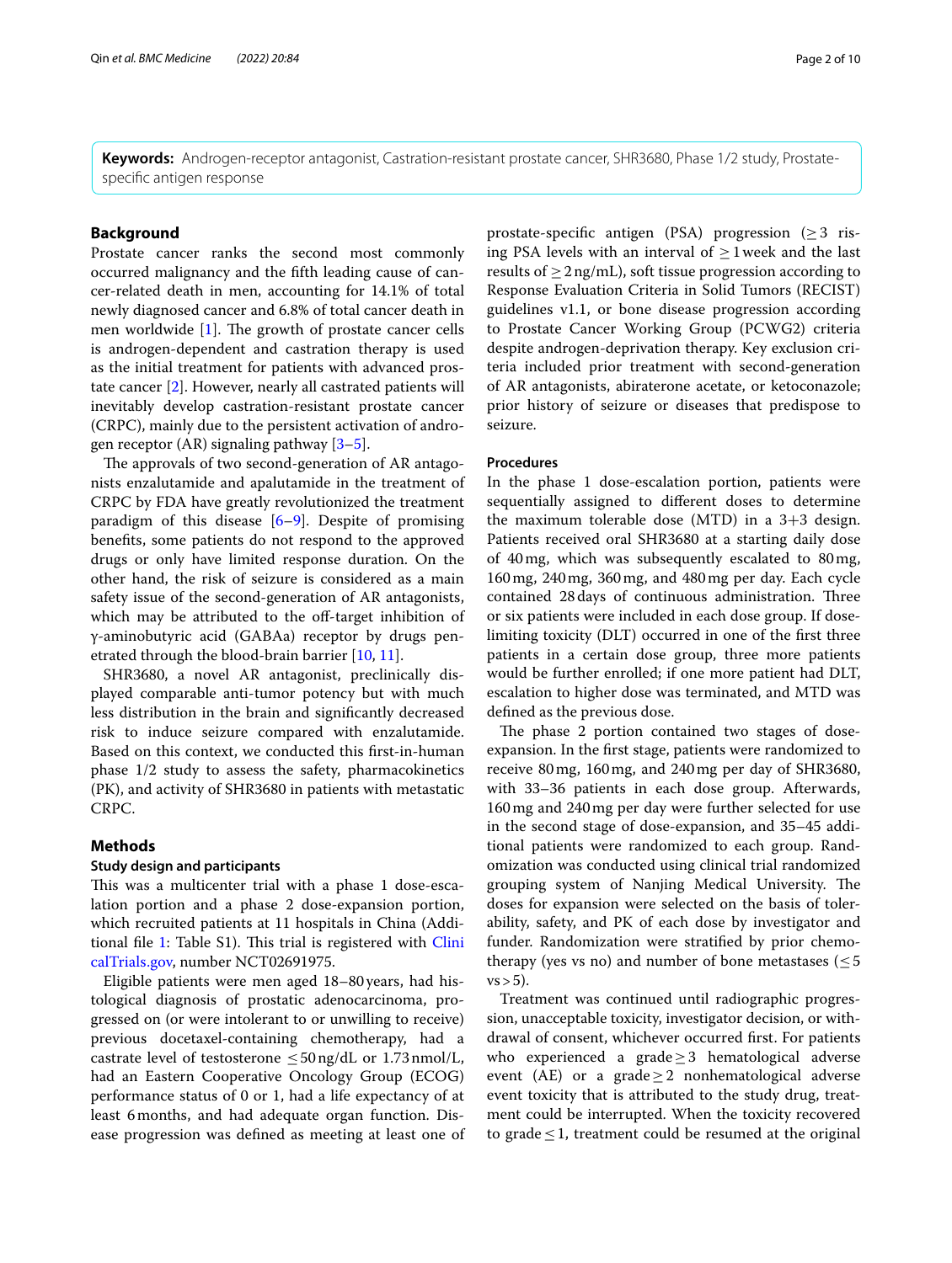**Keywords:** Androgen-receptor antagonist, Castration-resistant prostate cancer, SHR3680, Phase 1/2 study, Prostate-specific antigen response

## Background

Prostate cancer ranks the second most commonly occurred malignancy and the fifth leading cause of cancer-related death in men, accounting for 14.1% of total newly diagnosed cancer and 6.8% of total cancer death in men worldwide [1]. The growth of prostate cancer cells is androgen-dependent and castration therapy is used as the initial treatment for patients with advanced prostate cancer [2]. However, nearly all castrated patients will inevitably develop castration-resistant prostate cancer (CRPC), mainly due to the persistent activation of androgen receptor (AR) signaling pathway [3–5].

The approvals of two second-generation of AR antagonists enzalutamide and apalutamide in the treatment of CRPC by FDA have greatly revolutionized the treatment paradigm of this disease [6–9]. Despite of promising benefits, some patients do not respond to the approved drugs or only have limited response duration. On the other hand, the risk of seizure is considered as a main safety issue of the second-generation of AR antagonists, which may be attributed to the off-target inhibition of γ-aminobutyric acid (GABAa) receptor by drugs penetrated through the blood-brain barrier [10, 11].

SHR3680, a novel AR antagonist, preclinically displayed comparable anti-tumor potency but with much less distribution in the brain and significantly decreased risk to induce seizure compared with enzalutamide. Based on this context, we conducted this first-in-human phase 1/2 study to assess the safety, pharmacokinetics (PK), and activity of SHR3680 in patients with metastatic CRPC.

## Methods

### Study design and participants

This was a multicenter trial with a phase 1 dose-escalation portion and a phase 2 dose-expansion portion, which recruited patients at 11 hospitals in China (Additional file 1: Table S1). This trial is registered with ClinicalTrials.gov, number NCT02691975.

Eligible patients were men aged 18–80 years, had histological diagnosis of prostatic adenocarcinoma, progressed on (or were intolerant to or unwilling to receive) previous docetaxel-containing chemotherapy, had a castrate level of testosterone ≤50 ng/dL or 1.73 nmol/L, had an Eastern Cooperative Oncology Group (ECOG) performance status of 0 or 1, had a life expectancy of at least 6 months, and had adequate organ function. Disease progression was defined as meeting at least one of prostate-specific antigen (PSA) progression (≥3 rising PSA levels with an interval of ≥1 week and the last results of ≥2 ng/mL), soft tissue progression according to Response Evaluation Criteria in Solid Tumors (RECIST) guidelines v1.1, or bone disease progression according to Prostate Cancer Working Group (PCWG2) criteria despite androgen-deprivation therapy. Key exclusion criteria included prior treatment with second-generation of AR antagonists, abiraterone acetate, or ketoconazole; prior history of seizure or diseases that predispose to seizure.

### Procedures

In the phase 1 dose-escalation portion, patients were sequentially assigned to different doses to determine the maximum tolerable dose (MTD) in a 3+3 design. Patients received oral SHR3680 at a starting daily dose of 40 mg, which was subsequently escalated to 80 mg, 160 mg, 240 mg, 360 mg, and 480 mg per day. Each cycle contained 28 days of continuous administration. Three or six patients were included in each dose group. If dose-limiting toxicity (DLT) occurred in one of the first three patients in a certain dose group, three more patients would be further enrolled; if one more patient had DLT, escalation to higher dose was terminated, and MTD was defined as the previous dose.

The phase 2 portion contained two stages of dose-expansion. In the first stage, patients were randomized to receive 80 mg, 160 mg, and 240 mg per day of SHR3680, with 33–36 patients in each dose group. Afterwards, 160 mg and 240 mg per day were further selected for use in the second stage of dose-expansion, and 35–45 additional patients were randomized to each group. Randomization was conducted using clinical trial randomized grouping system of Nanjing Medical University. The doses for expansion were selected on the basis of tolerability, safety, and PK of each dose by investigator and funder. Randomization were stratified by prior chemotherapy (yes vs no) and number of bone metastases (≤5 vs >5).

Treatment was continued until radiographic progression, unacceptable toxicity, investigator decision, or withdrawal of consent, whichever occurred first. For patients who experienced a grade≥3 hematological adverse event (AE) or a grade≥2 nonhematological adverse event toxicity that is attributed to the study drug, treatment could be interrupted. When the toxicity recovered to grade≤1, treatment could be resumed at the original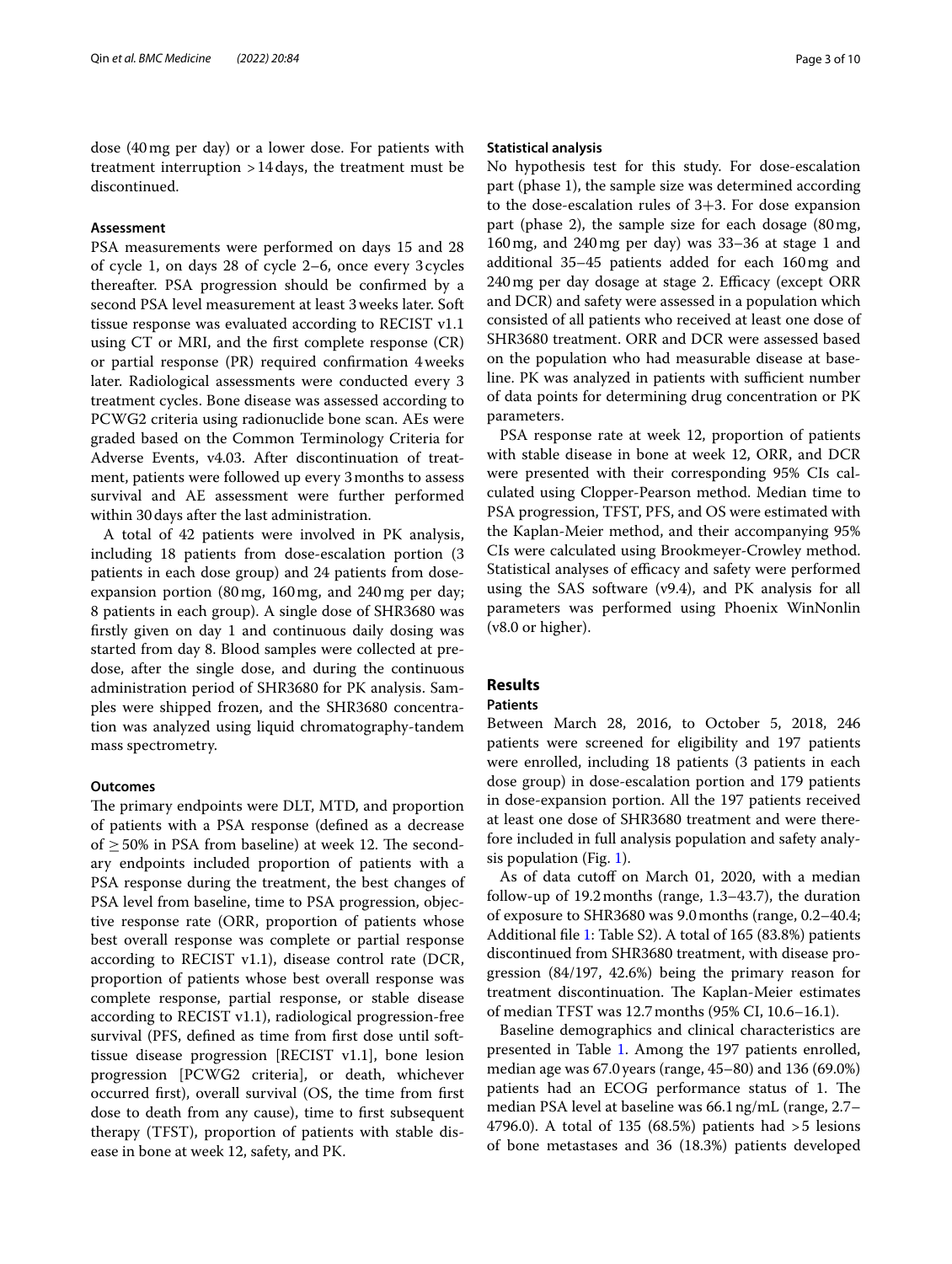dose (40 mg per day) or a lower dose. For patients with treatment interruption >14 days, the treatment must be discontinued.

### Assessment

PSA measurements were performed on days 15 and 28 of cycle 1, on days 28 of cycle 2–6, once every 3 cycles thereafter. PSA progression should be confirmed by a second PSA level measurement at least 3 weeks later. Soft tissue response was evaluated according to RECIST v1.1 using CT or MRI, and the first complete response (CR) or partial response (PR) required confirmation 4 weeks later. Radiological assessments were conducted every 3 treatment cycles. Bone disease was assessed according to PCWG2 criteria using radionuclide bone scan. AEs were graded based on the Common Terminology Criteria for Adverse Events, v4.03. After discontinuation of treatment, patients were followed up every 3 months to assess survival and AE assessment were further performed within 30 days after the last administration.

A total of 42 patients were involved in PK analysis, including 18 patients from dose-escalation portion (3 patients in each dose group) and 24 patients from dose-expansion portion (80 mg, 160 mg, and 240 mg per day; 8 patients in each group). A single dose of SHR3680 was firstly given on day 1 and continuous daily dosing was started from day 8. Blood samples were collected at predose, after the single dose, and during the continuous administration period of SHR3680 for PK analysis. Samples were shipped frozen, and the SHR3680 concentration was analyzed using liquid chromatography-tandem mass spectrometry.

### Outcomes

The primary endpoints were DLT, MTD, and proportion of patients with a PSA response (defined as a decrease of ≥50% in PSA from baseline) at week 12. The secondary endpoints included proportion of patients with a PSA response during the treatment, the best changes of PSA level from baseline, time to PSA progression, objective response rate (ORR, proportion of patients whose best overall response was complete or partial response according to RECIST v1.1), disease control rate (DCR, proportion of patients whose best overall response was complete response, partial response, or stable disease according to RECIST v1.1), radiological progression-free survival (PFS, defined as time from first dose until soft-tissue disease progression [RECIST v1.1], bone lesion progression [PCWG2 criteria], or death, whichever occurred first), overall survival (OS, the time from first dose to death from any cause), time to first subsequent therapy (TFST), proportion of patients with stable disease in bone at week 12, safety, and PK.

### Statistical analysis

No hypothesis test for this study. For dose-escalation part (phase 1), the sample size was determined according to the dose-escalation rules of 3+3. For dose expansion part (phase 2), the sample size for each dosage (80 mg, 160 mg, and 240 mg per day) was 33–36 at stage 1 and additional 35–45 patients added for each 160 mg and 240 mg per day dosage at stage 2. Efficacy (except ORR and DCR) and safety were assessed in a population which consisted of all patients who received at least one dose of SHR3680 treatment. ORR and DCR were assessed based on the population who had measurable disease at baseline. PK was analyzed in patients with sufficient number of data points for determining drug concentration or PK parameters.

PSA response rate at week 12, proportion of patients with stable disease in bone at week 12, ORR, and DCR were presented with their corresponding 95% CIs calculated using Clopper-Pearson method. Median time to PSA progression, TFST, PFS, and OS were estimated with the Kaplan-Meier method, and their accompanying 95% CIs were calculated using Brookmeyer-Crowley method. Statistical analyses of efficacy and safety were performed using the SAS software (v9.4), and PK analysis for all parameters was performed using Phoenix WinNonlin (v8.0 or higher).

## Results

### Patients

Between March 28, 2016, to October 5, 2018, 246 patients were screened for eligibility and 197 patients were enrolled, including 18 patients (3 patients in each dose group) in dose-escalation portion and 179 patients in dose-expansion portion. All the 197 patients received at least one dose of SHR3680 treatment and were therefore included in full analysis population and safety analysis population (Fig. 1).

As of data cutoff on March 01, 2020, with a median follow-up of 19.2 months (range, 1.3–43.7), the duration of exposure to SHR3680 was 9.0 months (range, 0.2–40.4; Additional file 1: Table S2). A total of 165 (83.8%) patients discontinued from SHR3680 treatment, with disease progression (84/197, 42.6%) being the primary reason for treatment discontinuation. The Kaplan-Meier estimates of median TFST was 12.7 months (95% CI, 10.6–16.1).

Baseline demographics and clinical characteristics are presented in Table 1. Among the 197 patients enrolled, median age was 67.0 years (range, 45–80) and 136 (69.0%) patients had an ECOG performance status of 1. The median PSA level at baseline was 66.1 ng/mL (range, 2.7–4796.0). A total of 135 (68.5%) patients had >5 lesions of bone metastases and 36 (18.3%) patients developed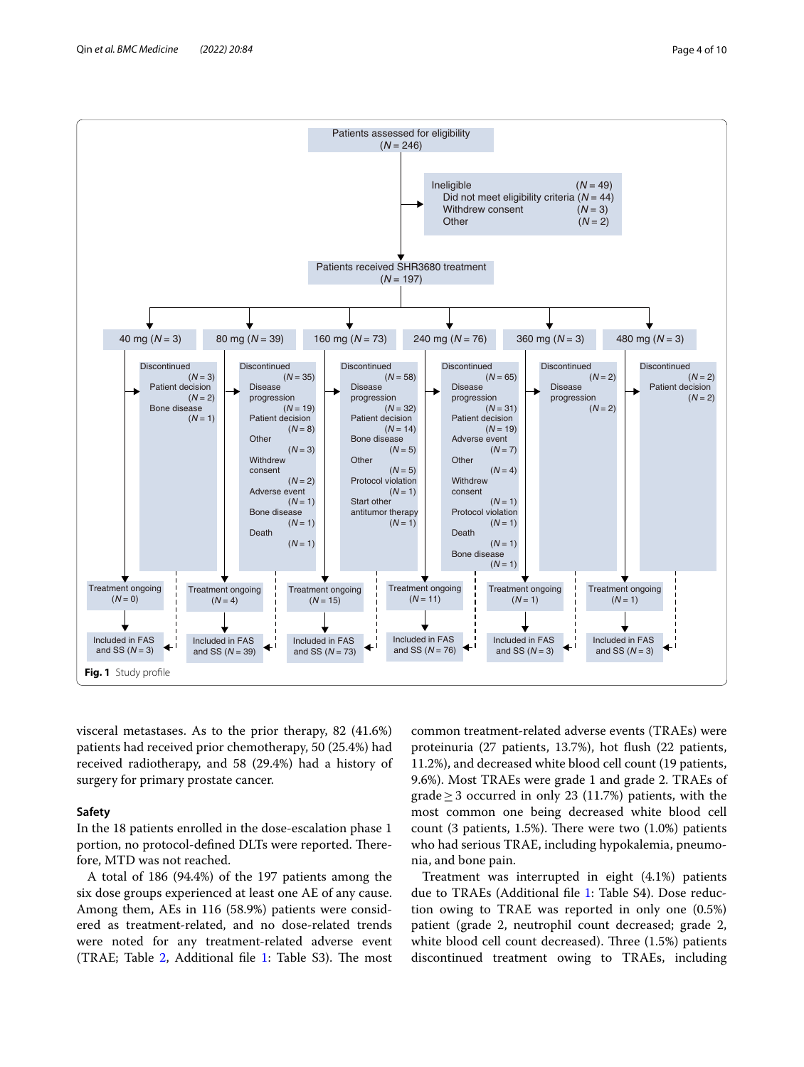Patients assessed for eligibility
(*N* = 246)

Ineligible (*N* = 49)
- Did not meet eligibility criteria (*N* = 44)
- Withdrew consent (*N* = 3)
- Other (*N* = 2)

Patients received SHR3680 treatment
(*N* = 197)

| 40 mg (*N* = 3) | 80 mg (*N* = 39) | 160 mg (*N* = 73) | 240 mg (*N* = 76) | 360 mg (*N* = 3) | 480 mg (*N* = 3) |
|---|---|---|---|---|---|
| Discontinued (*N* = 3): Patient decision (*N* = 2); Bone disease (*N* = 1) | Discontinued (*N* = 35): Disease progression (*N* = 19); Patient decision (*N* = 8); Other (*N* = 3); Withdrew consent (*N* = 2); Adverse event (*N* = 1); Bone disease (*N* = 1); Death (*N* = 1) | Discontinued (*N* = 58): Disease progression (*N* = 32); Patient decision (*N* = 14); Bone disease (*N* = 5); Other (*N* = 5); Protocol violation (*N* = 1); Start other antitumor therapy (*N* = 1) | Discontinued (*N* = 65): Disease progression (*N* = 31); Patient decision (*N* = 19); Adverse event (*N* = 7); Other (*N* = 4); Withdrew consent (*N* = 1); Protocol violation (*N* = 1); Death (*N* = 1); Bone disease (*N* = 1) | Discontinued (*N* = 2): Disease progression (*N* = 2) | Discontinued (*N* = 2): Patient decision (*N* = 2) |
| Treatment ongoing (*N* = 0) | Treatment ongoing (*N* = 4) | Treatment ongoing (*N* = 15) | Treatment ongoing (*N* = 11) | Treatment ongoing (*N* = 1) | Treatment ongoing (*N* = 1) |
| Included in FAS and SS (*N* = 3) | Included in FAS and SS (*N* = 39) | Included in FAS and SS (*N* = 73) | Included in FAS and SS (*N* = 76) | Included in FAS and SS (*N* = 3) | Included in FAS and SS (*N* = 3) |

**Fig. 1** Study profile

visceral metastases. As to the prior therapy, 82 (41.6%) patients had received prior chemotherapy, 50 (25.4%) had received radiotherapy, and 58 (29.4%) had a history of surgery for primary prostate cancer.

### Safety

In the 18 patients enrolled in the dose-escalation phase 1 portion, no protocol-defined DLTs were reported. Therefore, MTD was not reached.

A total of 186 (94.4%) of the 197 patients among the six dose groups experienced at least one AE of any cause. Among them, AEs in 116 (58.9%) patients were considered as treatment-related, and no dose-related trends were noted for any treatment-related adverse event (TRAE; Table 2, Additional file 1: Table S3). The most common treatment-related adverse events (TRAEs) were proteinuria (27 patients, 13.7%), hot flush (22 patients, 11.2%), and decreased white blood cell count (19 patients, 9.6%). Most TRAEs were grade 1 and grade 2. TRAEs of grade ≥ 3 occurred in only 23 (11.7%) patients, with the most common one being decreased white blood cell count (3 patients, 1.5%). There were two (1.0%) patients who had serious TRAE, including hypokalemia, pneumonia, and bone pain.

Treatment was interrupted in eight (4.1%) patients due to TRAEs (Additional file 1: Table S4). Dose reduction owing to TRAE was reported in only one (0.5%) patient (grade 2, neutrophil count decreased; grade 2, white blood cell count decreased). Three (1.5%) patients discontinued treatment owing to TRAEs, including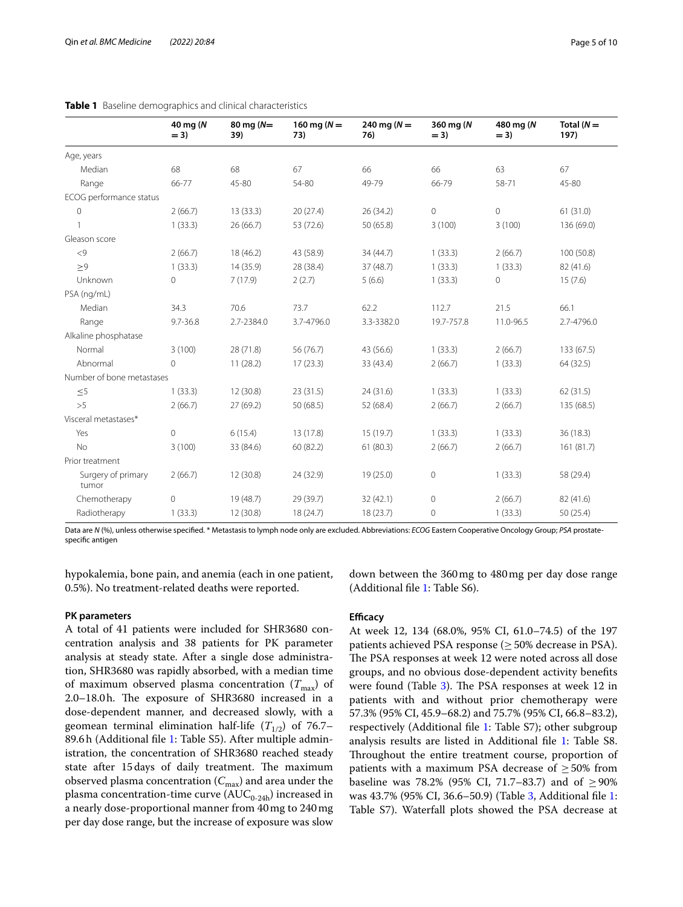**Table 1** Baseline demographics and clinical characteristics

| | 40 mg (N = 3) | 80 mg (N= 39) | 160 mg (N = 73) | 240 mg (N = 76) | 360 mg (N = 3) | 480 mg (N = 3) | Total (N = 197) |
|---|---|---|---|---|---|---|---|
| Age, years | | | | | | | |
| Median | 68 | 68 | 67 | 66 | 66 | 63 | 67 |
| Range | 66-77 | 45-80 | 54-80 | 49-79 | 66-79 | 58-71 | 45-80 |
| ECOG performance status | | | | | | | |
| 0 | 2 (66.7) | 13 (33.3) | 20 (27.4) | 26 (34.2) | 0 | 0 | 61 (31.0) |
| 1 | 1 (33.3) | 26 (66.7) | 53 (72.6) | 50 (65.8) | 3 (100) | 3 (100) | 136 (69.0) |
| Gleason score | | | | | | | |
| <9 | 2 (66.7) | 18 (46.2) | 43 (58.9) | 34 (44.7) | 1 (33.3) | 2 (66.7) | 100 (50.8) |
| ≥9 | 1 (33.3) | 14 (35.9) | 28 (38.4) | 37 (48.7) | 1 (33.3) | 1 (33.3) | 82 (41.6) |
| Unknown | 0 | 7 (17.9) | 2 (2.7) | 5 (6.6) | 1 (33.3) | 0 | 15 (7.6) |
| PSA (ng/mL) | | | | | | | |
| Median | 34.3 | 70.6 | 73.7 | 62.2 | 112.7 | 21.5 | 66.1 |
| Range | 9.7-36.8 | 2.7-2384.0 | 3.7-4796.0 | 3.3-3382.0 | 19.7-757.8 | 11.0-96.5 | 2.7-4796.0 |
| Alkaline phosphatase | | | | | | | |
| Normal | 3 (100) | 28 (71.8) | 56 (76.7) | 43 (56.6) | 1 (33.3) | 2 (66.7) | 133 (67.5) |
| Abnormal | 0 | 11 (28.2) | 17 (23.3) | 33 (43.4) | 2 (66.7) | 1 (33.3) | 64 (32.5) |
| Number of bone metastases | | | | | | | |
| ≤5 | 1 (33.3) | 12 (30.8) | 23 (31.5) | 24 (31.6) | 1 (33.3) | 1 (33.3) | 62 (31.5) |
| >5 | 2 (66.7) | 27 (69.2) | 50 (68.5) | 52 (68.4) | 2 (66.7) | 2 (66.7) | 135 (68.5) |
| Visceral metastases* | | | | | | | |
| Yes | 0 | 6 (15.4) | 13 (17.8) | 15 (19.7) | 1 (33.3) | 1 (33.3) | 36 (18.3) |
| No | 3 (100) | 33 (84.6) | 60 (82.2) | 61 (80.3) | 2 (66.7) | 2 (66.7) | 161 (81.7) |
| Prior treatment | | | | | | | |
| Surgery of primary tumor | 2 (66.7) | 12 (30.8) | 24 (32.9) | 19 (25.0) | 0 | 1 (33.3) | 58 (29.4) |
| Chemotherapy | 0 | 19 (48.7) | 29 (39.7) | 32 (42.1) | 0 | 2 (66.7) | 82 (41.6) |
| Radiotherapy | 1 (33.3) | 12 (30.8) | 18 (24.7) | 18 (23.7) | 0 | 1 (33.3) | 50 (25.4) |

Data are *N* (%), unless otherwise specified. * Metastasis to lymph node only are excluded. Abbreviations: *ECOG* Eastern Cooperative Oncology Group; *PSA* prostate-specific antigen

hypokalemia, bone pain, and anemia (each in one patient, 0.5%). No treatment-related deaths were reported.

### PK parameters

A total of 41 patients were included for SHR3680 concentration analysis and 38 patients for PK parameter analysis at steady state. After a single dose administration, SHR3680 was rapidly absorbed, with a median time of maximum observed plasma concentration ($T_{max}$) of 2.0–18.0 h. The exposure of SHR3680 increased in a dose-dependent manner, and decreased slowly, with a geomean terminal elimination half-life ($T_{1/2}$) of 76.7–89.6 h (Additional file 1: Table S5). After multiple administration, the concentration of SHR3680 reached steady state after 15 days of daily treatment. The maximum observed plasma concentration ($C_{max}$) and area under the plasma concentration-time curve ($AUC_{0\text{-}24h}$) increased in a nearly dose-proportional manner from 40 mg to 240 mg per day dose range, but the increase of exposure was slow down between the 360 mg to 480 mg per day dose range (Additional file 1: Table S6).

### Efficacy

At week 12, 134 (68.0%, 95% CI, 61.0–74.5) of the 197 patients achieved PSA response (≥ 50% decrease in PSA). The PSA responses at week 12 were noted across all dose groups, and no obvious dose-dependent activity benefits were found (Table 3). The PSA responses at week 12 in patients with and without prior chemotherapy were 57.3% (95% CI, 45.9–68.2) and 75.7% (95% CI, 66.8–83.2), respectively (Additional file 1: Table S7); other subgroup analysis results are listed in Additional file 1: Table S8. Throughout the entire treatment course, proportion of patients with a maximum PSA decrease of ≥ 50% from baseline was 78.2% (95% CI, 71.7–83.7) and of ≥ 90% was 43.7% (95% CI, 36.6–50.9) (Table 3, Additional file 1: Table S7). Waterfall plots showed the PSA decrease at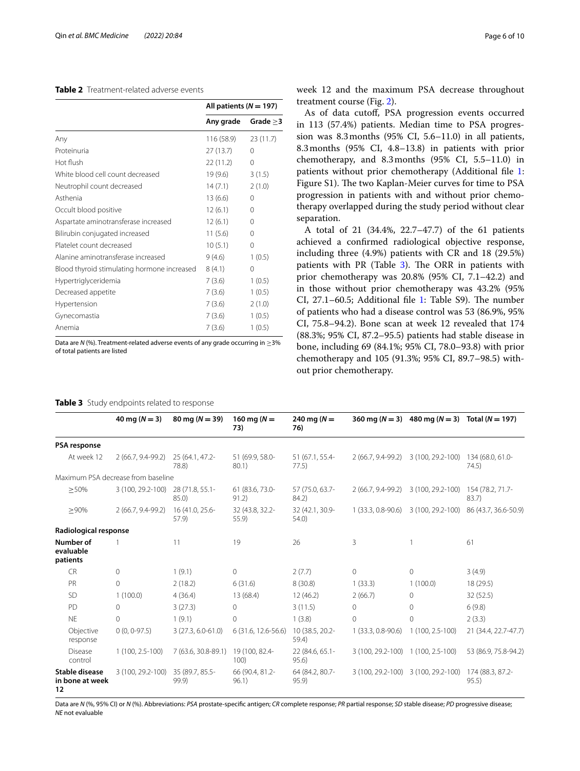**Table 2** Treatment-related adverse events

| | All patients (*N* = 197) | |
|---|---|---|
| | Any grade | Grade ≥3 |
| Any | 116 (58.9) | 23 (11.7) |
| Proteinuria | 27 (13.7) | 0 |
| Hot flush | 22 (11.2) | 0 |
| White blood cell count decreased | 19 (9.6) | 3 (1.5) |
| Neutrophil count decreased | 14 (7.1) | 2 (1.0) |
| Asthenia | 13 (6.6) | 0 |
| Occult blood positive | 12 (6.1) | 0 |
| Aspartate aminotransferase increased | 12 (6.1) | 0 |
| Bilirubin conjugated increased | 11 (5.6) | 0 |
| Platelet count decreased | 10 (5.1) | 0 |
| Alanine aminotransferase increased | 9 (4.6) | 1 (0.5) |
| Blood thyroid stimulating hormone increased | 8 (4.1) | 0 |
| Hypertriglyceridemia | 7 (3.6) | 1 (0.5) |
| Decreased appetite | 7 (3.6) | 1 (0.5) |
| Hypertension | 7 (3.6) | 2 (1.0) |
| Gynecomastia | 7 (3.6) | 1 (0.5) |
| Anemia | 7 (3.6) | 1 (0.5) |

Data are *N* (%). Treatment-related adverse events of any grade occurring in ≥3% of total patients are listed

week 12 and the maximum PSA decrease throughout treatment course (Fig. 2).

As of data cutoff, PSA progression events occurred in 113 (57.4%) patients. Median time to PSA progression was 8.3 months (95% CI, 5.6–11.0) in all patients, 8.3 months (95% CI, 4.8–13.8) in patients with prior chemotherapy, and 8.3 months (95% CI, 5.5–11.0) in patients without prior chemotherapy (Additional file 1: Figure S1). The two Kaplan-Meier curves for time to PSA progression in patients with and without prior chemotherapy overlapped during the study period without clear separation.

A total of 21 (34.4%, 22.7–47.7) of the 61 patients achieved a confirmed radiological objective response, including three (4.9%) patients with CR and 18 (29.5%) patients with PR (Table 3). The ORR in patients with prior chemotherapy was 20.8% (95% CI, 7.1–42.2) and in those without prior chemotherapy was 43.2% (95% CI, 27.1–60.5; Additional file 1: Table S9). The number of patients who had a disease control was 53 (86.9%, 95% CI, 75.8–94.2). Bone scan at week 12 revealed that 174 (88.3%; 95% CI, 87.2–95.5) patients had stable disease in bone, including 69 (84.1%; 95% CI, 78.0–93.8) with prior chemotherapy and 105 (91.3%; 95% CI, 89.7–98.5) without prior chemotherapy.

**Table 3** Study endpoints related to response

| | 40 mg (*N* = 3) | 80 mg (*N* = 39) | 160 mg (*N* = 73) | 240 mg (*N* = 76) | 360 mg (*N* = 3) | 480 mg (*N* = 3) | Total (*N* = 197) |
|---|---|---|---|---|---|---|---|
| **PSA response** | | | | | | | |
| At week 12 | 2 (66.7, 9.4-99.2) | 25 (64.1, 47.2-78.8) | 51 (69.9, 58.0-80.1) | 51 (67.1, 55.4-77.5) | 2 (66.7, 9.4-99.2) | 3 (100, 29.2-100) | 134 (68.0, 61.0-74.5) |
| Maximum PSA decrease from baseline | | | | | | | |
| ≥50% | 3 (100, 29.2-100) | 28 (71.8, 55.1-85.0) | 61 (83.6, 73.0-91.2) | 57 (75.0, 63.7-84.2) | 2 (66.7, 9.4-99.2) | 3 (100, 29.2-100) | 154 (78.2, 71.7-83.7) |
| ≥90% | 2 (66.7, 9.4-99.2) | 16 (41.0, 25.6-57.9) | 32 (43.8, 32.2-55.9) | 32 (42.1, 30.9-54.0) | 1 (33.3, 0.8-90.6) | 3 (100, 29.2-100) | 86 (43.7, 36.6-50.9) |
| **Radiological response** | | | | | | | |
| **Number of evaluable patients** | 1 | 11 | 19 | 26 | 3 | 1 | 61 |
| CR | 0 | 1 (9.1) | 0 | 2 (7.7) | 0 | 0 | 3 (4.9) |
| PR | 0 | 2 (18.2) | 6 (31.6) | 8 (30.8) | 1 (33.3) | 1 (100.0) | 18 (29.5) |
| SD | 1 (100.0) | 4 (36.4) | 13 (68.4) | 12 (46.2) | 2 (66.7) | 0 | 32 (52.5) |
| PD | 0 | 3 (27.3) | 0 | 3 (11.5) | 0 | 0 | 6 (9.8) |
| NE | 0 | 1 (9.1) | 0 | 1 (3.8) | 0 | 0 | 2 (3.3) |
| Objective response | 0 (0, 0-97.5) | 3 (27.3, 6.0-61.0) | 6 (31.6, 12.6-56.6) | 10 (38.5, 20.2-59.4) | 1 (33.3, 0.8-90.6) | 1 (100, 2.5-100) | 21 (34.4, 22.7-47.7) |
| Disease control | 1 (100, 2.5-100) | 7 (63.6, 30.8-89.1) | 19 (100, 82.4-100) | 22 (84.6, 65.1-95.6) | 3 (100, 29.2-100) | 1 (100, 2.5-100) | 53 (86.9, 75.8-94.2) |
| **Stable disease in bone at week 12** | 3 (100, 29.2-100) | 35 (89.7, 85.5-99.9) | 66 (90.4, 81.2-96.1) | 64 (84.2, 80.7-95.9) | 3 (100, 29.2-100) | 3 (100, 29.2-100) | 174 (88.3, 87.2-95.5) |

Data are *N* (%, 95% CI) or *N* (%). Abbreviations: *PSA* prostate-specific antigen; *CR* complete response; *PR* partial response; *SD* stable disease; *PD* progressive disease; *NE* not evaluable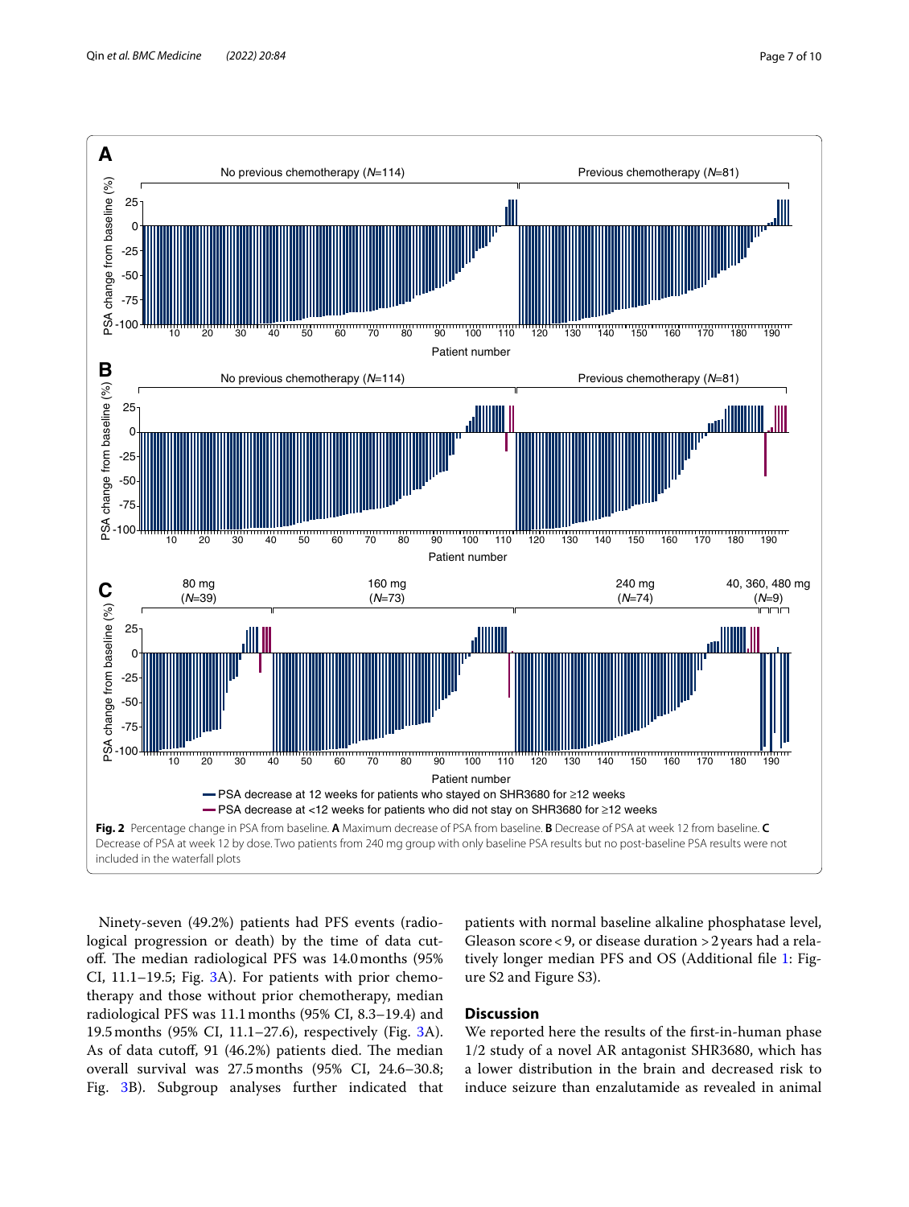Fig. 2 Percentage change in PSA from baseline. **A** Maximum decrease of PSA from baseline. **B** Decrease of PSA at week 12 from baseline. **C** Decrease of PSA at week 12 by dose. Two patients from 240 mg group with only baseline PSA results but no post-baseline PSA results were not included in the waterfall plots

Ninety-seven (49.2%) patients had PFS events (radiological progression or death) by the time of data cutoff. The median radiological PFS was 14.0 months (95% CI, 11.1–19.5; Fig. 3A). For patients with prior chemotherapy and those without prior chemotherapy, median radiological PFS was 11.1 months (95% CI, 8.3–19.4) and 19.5 months (95% CI, 11.1–27.6), respectively (Fig. 3A). As of data cutoff, 91 (46.2%) patients died. The median overall survival was 27.5 months (95% CI, 24.6–30.8; Fig. 3B). Subgroup analyses further indicated that patients with normal baseline alkaline phosphatase level, Gleason score < 9, or disease duration > 2 years had a relatively longer median PFS and OS (Additional file 1: Figure S2 and Figure S3).

## Discussion

We reported here the results of the first-in-human phase 1/2 study of a novel AR antagonist SHR3680, which has a lower distribution in the brain and decreased risk to induce seizure than enzalutamide as revealed in animal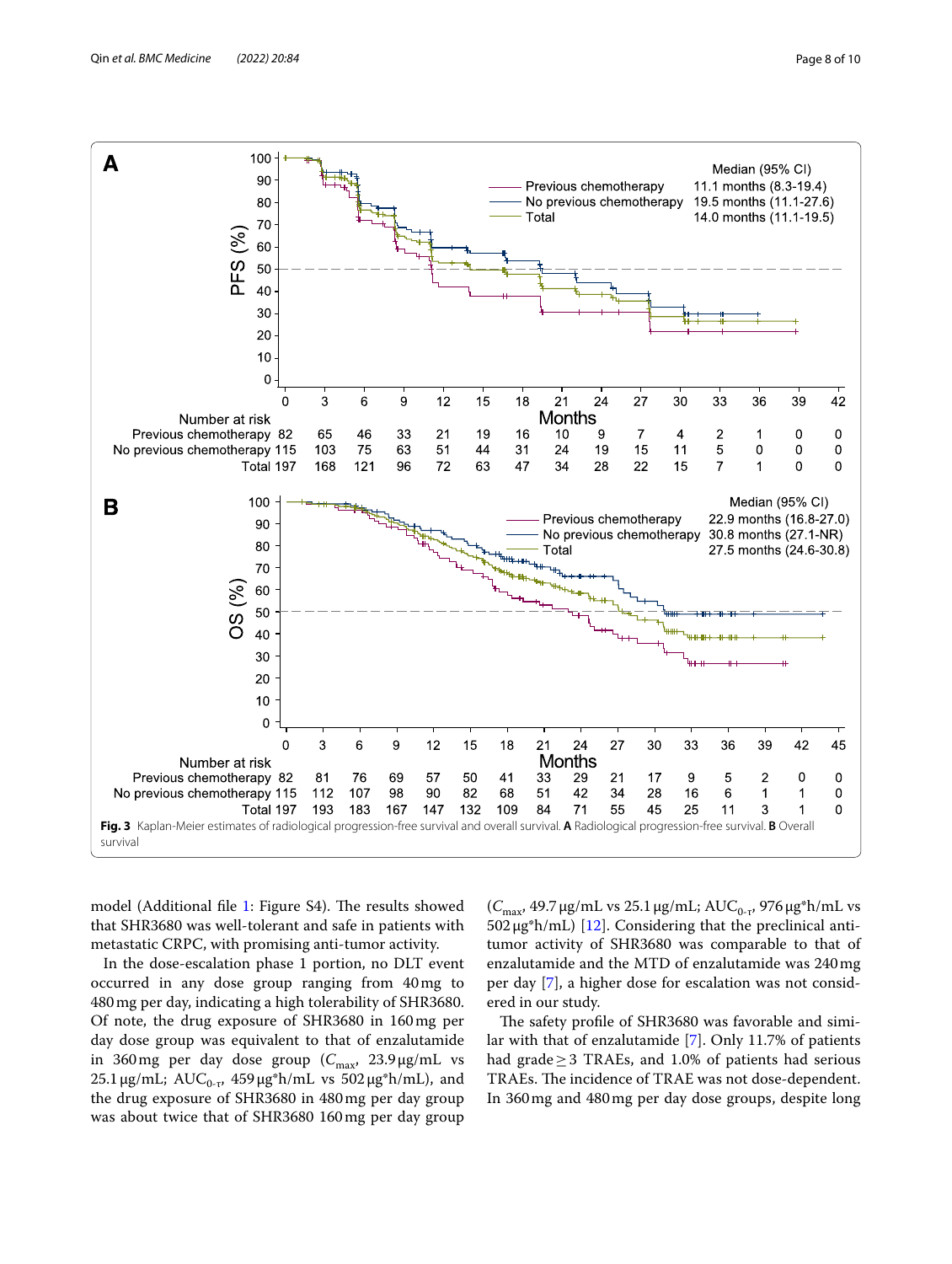Fig. 3 Kaplan-Meier estimates of radiological progression-free survival and overall survival. A Radiological progression-free survival. B Overall survival

model (Additional file 1: Figure S4). The results showed that SHR3680 was well-tolerant and safe in patients with metastatic CRPC, with promising anti-tumor activity.

In the dose-escalation phase 1 portion, no DLT event occurred in any dose group ranging from 40 mg to 480 mg per day, indicating a high tolerability of SHR3680. Of note, the drug exposure of SHR3680 in 160 mg per day dose group was equivalent to that of enzalutamide in 360 mg per day dose group ($C_{max}$, 23.9 μg/mL vs 25.1 μg/mL; $AUC_{0-\tau}$, 459 μg*h/mL vs 502 μg*h/mL), and the drug exposure of SHR3680 in 480 mg per day group was about twice that of SHR3680 160 mg per day group ($C_{max}$, 49.7 μg/mL vs 25.1 μg/mL; $AUC_{0-\tau}$, 976 μg*h/mL vs 502 μg*h/mL) [12]. Considering that the preclinical anti-tumor activity of SHR3680 was comparable to that of enzalutamide and the MTD of enzalutamide was 240 mg per day [7], a higher dose for escalation was not considered in our study.

The safety profile of SHR3680 was favorable and similar with that of enzalutamide [7]. Only 11.7% of patients had grade ≥ 3 TRAEs, and 1.0% of patients had serious TRAEs. The incidence of TRAE was not dose-dependent. In 360 mg and 480 mg per day dose groups, despite long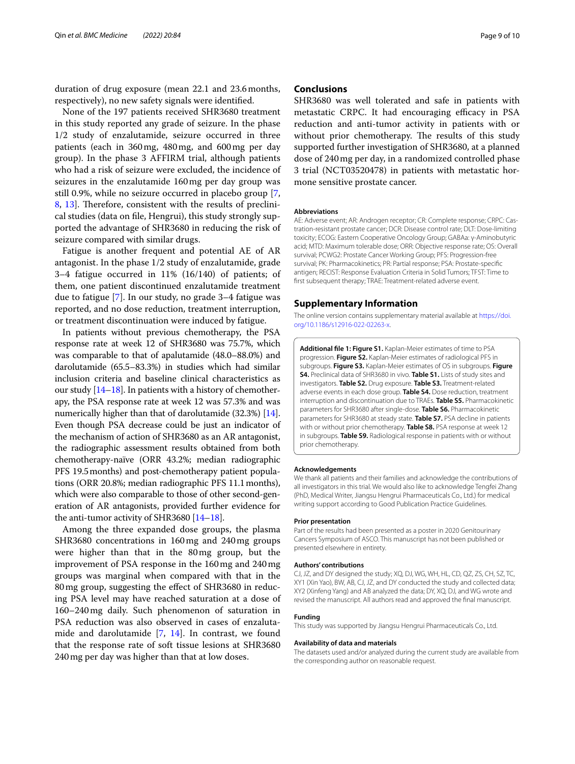duration of drug exposure (mean 22.1 and 23.6 months, respectively), no new safety signals were identified.

None of the 197 patients received SHR3680 treatment in this study reported any grade of seizure. In the phase 1/2 study of enzalutamide, seizure occurred in three patients (each in 360 mg, 480 mg, and 600 mg per day group). In the phase 3 AFFIRM trial, although patients who had a risk of seizure were excluded, the incidence of seizures in the enzalutamide 160 mg per day group was still 0.9%, while no seizure occurred in placebo group [7, 8, 13]. Therefore, consistent with the results of preclinical studies (data on file, Hengrui), this study strongly supported the advantage of SHR3680 in reducing the risk of seizure compared with similar drugs.

Fatigue is another frequent and potential AE of AR antagonist. In the phase 1/2 study of enzalutamide, grade 3–4 fatigue occurred in 11% (16/140) of patients; of them, one patient discontinued enzalutamide treatment due to fatigue [7]. In our study, no grade 3–4 fatigue was reported, and no dose reduction, treatment interruption, or treatment discontinuation were induced by fatigue.

In patients without previous chemotherapy, the PSA response rate at week 12 of SHR3680 was 75.7%, which was comparable to that of apalutamide (48.0–88.0%) and darolutamide (65.5–83.3%) in studies which had similar inclusion criteria and baseline clinical characteristics as our study [14–18]. In patients with a history of chemotherapy, the PSA response rate at week 12 was 57.3% and was numerically higher than that of darolutamide (32.3%) [14]. Even though PSA decrease could be just an indicator of the mechanism of action of SHR3680 as an AR antagonist, the radiographic assessment results obtained from both chemotherapy-naïve (ORR 43.2%; median radiographic PFS 19.5 months) and post-chemotherapy patient populations (ORR 20.8%; median radiographic PFS 11.1 months), which were also comparable to those of other second-generation of AR antagonists, provided further evidence for the anti-tumor activity of SHR3680 [14–18].

Among the three expanded dose groups, the plasma SHR3680 concentrations in 160 mg and 240 mg groups were higher than that in the 80 mg group, but the improvement of PSA response in the 160 mg and 240 mg groups was marginal when compared with that in the 80 mg group, suggesting the effect of SHR3680 in reducing PSA level may have reached saturation at a dose of 160–240 mg daily. Such phenomenon of saturation in PSA reduction was also observed in cases of enzalutamide and darolutamide [7, 14]. In contrast, we found that the response rate of soft tissue lesions at SHR3680 240 mg per day was higher than that at low doses.

## Conclusions

SHR3680 was well tolerated and safe in patients with metastatic CRPC. It had encouraging efficacy in PSA reduction and anti-tumor activity in patients with or without prior chemotherapy. The results of this study supported further investigation of SHR3680, at a planned dose of 240 mg per day, in a randomized controlled phase 3 trial (NCT03520478) in patients with metastatic hormone sensitive prostate cancer.

#### Abbreviations

AE: Adverse event; AR: Androgen receptor; CR: Complete response; CRPC: Castration-resistant prostate cancer; DCR: Disease control rate; DLT: Dose-limiting toxicity; ECOG: Eastern Cooperative Oncology Group; GABAa: γ-Aminobutyric acid; MTD: Maximum tolerable dose; ORR: Objective response rate; OS: Overall survival; PCWG2: Prostate Cancer Working Group; PFS: Progression-free survival; PK: Pharmacokinetics; PR: Partial response; PSA: Prostate-specific antigen; RECIST: Response Evaluation Criteria in Solid Tumors; TFST: Time to first subsequent therapy; TRAE: Treatment-related adverse event.

## Supplementary Information

The online version contains supplementary material available at https://doi.org/10.1186/s12916-022-02263-x.

**Additional file 1: Figure S1.** Kaplan-Meier estimates of time to PSA progression. **Figure S2.** Kaplan-Meier estimates of radiological PFS in subgroups. **Figure S3.** Kaplan-Meier estimates of OS in subgroups. **Figure S4.** Preclinical data of SHR3680 in vivo. **Table S1.** Lists of study sites and investigators. **Table S2.** Drug exposure. **Table S3.** Treatment-related adverse events in each dose group. **Table S4.** Dose reduction, treatment interruption and discontinuation due to TRAEs. **Table S5.** Pharmacokinetic parameters for SHR3680 after single-dose. **Table S6.** Pharmacokinetic parameters for SHR3680 at steady state. **Table S7.** PSA decline in patients with or without prior chemotherapy. **Table S8.** PSA response at week 12 in subgroups. **Table S9.** Radiological response in patients with or without prior chemotherapy.

#### Acknowledgements

We thank all patients and their families and acknowledge the contributions of all investigators in this trial. We would also like to acknowledge Tengfei Zhang (PhD, Medical Writer, Jiangsu Hengrui Pharmaceuticals Co., Ltd.) for medical writing support according to Good Publication Practice Guidelines.

#### Prior presentation

Part of the results had been presented as a poster in 2020 Genitourinary Cancers Symposium of ASCO. This manuscript has not been published or presented elsewhere in entirety.

#### Authors' contributions

CJ, JZ, and DY designed the study; XQ, DJ, WG, WH, HL, CD, QZ, ZS, CH, SZ, TC, XY1 (Xin Yao), BW, AB, CJ, JZ, and DY conducted the study and collected data; XY2 (Xinfeng Yang) and AB analyzed the data; DY, XQ, DJ, and WG wrote and revised the manuscript. All authors read and approved the final manuscript.

#### Funding

This study was supported by Jiangsu Hengrui Pharmaceuticals Co., Ltd.

#### Availability of data and materials

The datasets used and/or analyzed during the current study are available from the corresponding author on reasonable request.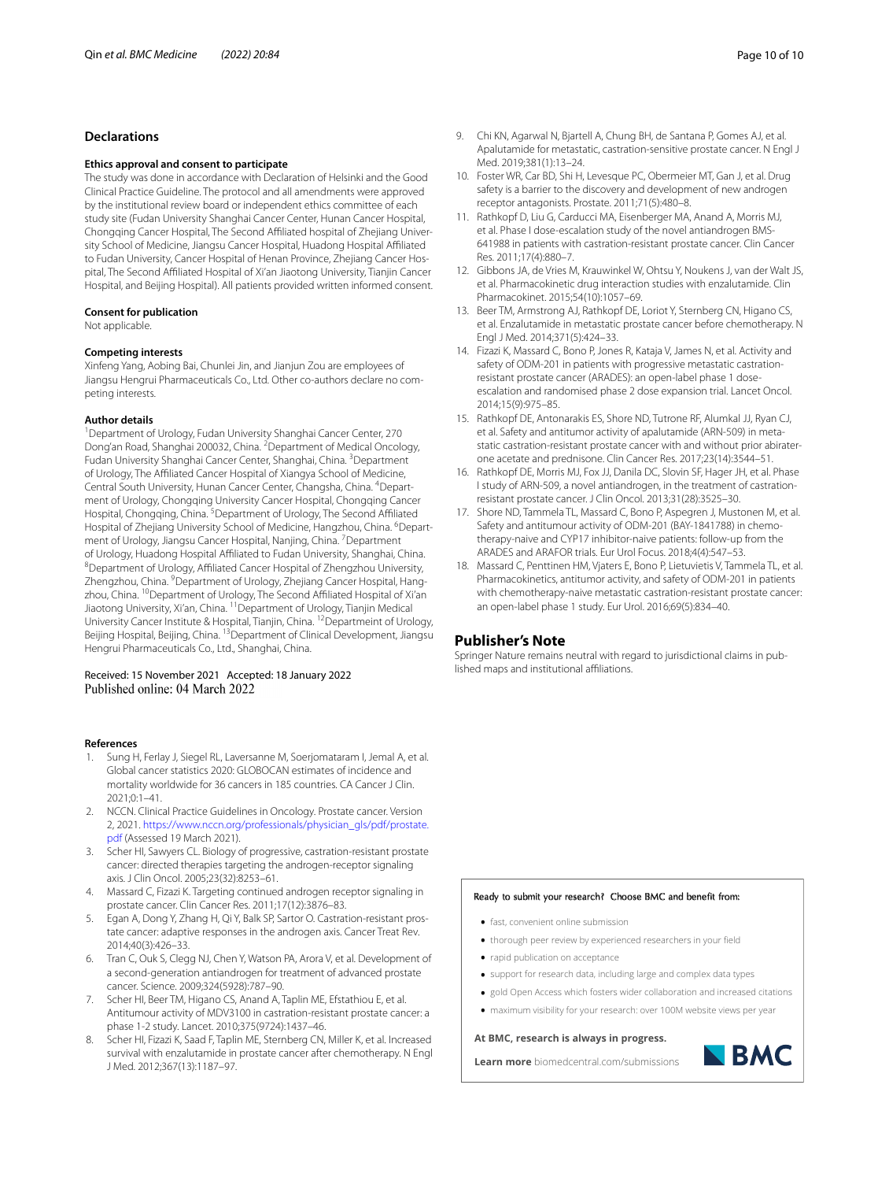## Declarations

### Ethics approval and consent to participate

The study was done in accordance with Declaration of Helsinki and the Good Clinical Practice Guideline. The protocol and all amendments were approved by the institutional review board or independent ethics committee of each study site (Fudan University Shanghai Cancer Center, Hunan Cancer Hospital, Chongqing Cancer Hospital, The Second Affiliated hospital of Zhejiang University School of Medicine, Jiangsu Cancer Hospital, Huadong Hospital Affiliated to Fudan University, Cancer Hospital of Henan Province, Zhejiang Cancer Hospital, The Second Affiliated Hospital of Xi'an Jiaotong University, Tianjin Cancer Hospital, and Beijing Hospital). All patients provided written informed consent.

### Consent for publication

Not applicable.

### Competing interests

Xinfeng Yang, Aobing Bai, Chunlei Jin, and Jianjun Zou are employees of Jiangsu Hengrui Pharmaceuticals Co., Ltd. Other co-authors declare no competing interests.

### Author details

[1]Department of Urology, Fudan University Shanghai Cancer Center, 270 Dong'an Road, Shanghai 200032, China. [2]Department of Medical Oncology, Fudan University Shanghai Cancer Center, Shanghai, China. [3]Department of Urology, The Affiliated Cancer Hospital of Xiangya School of Medicine, Central South University, Hunan Cancer Center, Changsha, China. [4]Department of Urology, Chongqing University Cancer Hospital, Chongqing Cancer Hospital, Chongqing, China. [5]Department of Urology, The Second Affiliated Hospital of Zhejiang University School of Medicine, Hangzhou, China. [6]Department of Urology, Jiangsu Cancer Hospital, Nanjing, China. [7]Department of Urology, Huadong Hospital Affiliated to Fudan University, Shanghai, China. [8]Department of Urology, Affiliated Cancer Hospital of Zhengzhou University, Zhengzhou, China. [9]Department of Urology, Zhejiang Cancer Hospital, Hangzhou, China. [10]Department of Urology, The Second Affiliated Hospital of Xi'an Jiaotong University, Xi'an, China. [11]Department of Urology, Tianjin Medical University Cancer Institute & Hospital, Tianjin, China. [12]Departmeint of Urology, Beijing Hospital, Beijing, China. [13]Department of Clinical Development, Jiangsu Hengrui Pharmaceuticals Co., Ltd., Shanghai, China.

Received: 15 November 2021 Accepted: 18 January 2022
Published online: 04 March 2022

### References

1. Sung H, Ferlay J, Siegel RL, Laversanne M, Soerjomataram I, Jemal A, et al. Global cancer statistics 2020: GLOBOCAN estimates of incidence and mortality worldwide for 36 cancers in 185 countries. CA Cancer J Clin. 2021;0:1–41.
2. NCCN. Clinical Practice Guidelines in Oncology. Prostate cancer. Version 2, 2021. https://www.nccn.org/professionals/physician_gls/pdf/prostate.pdf (Assessed 19 March 2021).
3. Scher HI, Sawyers CL. Biology of progressive, castration-resistant prostate cancer: directed therapies targeting the androgen-receptor signaling axis. J Clin Oncol. 2005;23(32):8253–61.
4. Massard C, Fizazi K. Targeting continued androgen receptor signaling in prostate cancer. Clin Cancer Res. 2011;17(12):3876–83.
5. Egan A, Dong Y, Zhang H, Qi Y, Balk SP, Sartor O. Castration-resistant prostate cancer: adaptive responses in the androgen axis. Cancer Treat Rev. 2014;40(3):426–33.
6. Tran C, Ouk S, Clegg NJ, Chen Y, Watson PA, Arora V, et al. Development of a second-generation antiandrogen for treatment of advanced prostate cancer. Science. 2009;324(5928):787–90.
7. Scher HI, Beer TM, Higano CS, Anand A, Taplin ME, Efstathiou E, et al. Antitumour activity of MDV3100 in castration-resistant prostate cancer: a phase 1-2 study. Lancet. 2010;375(9724):1437–46.
8. Scher HI, Fizazi K, Saad F, Taplin ME, Sternberg CN, Miller K, et al. Increased survival with enzalutamide in prostate cancer after chemotherapy. N Engl J Med. 2012;367(13):1187–97.
9. Chi KN, Agarwal N, Bjartell A, Chung BH, de Santana P, Gomes AJ, et al. Apalutamide for metastatic, castration-sensitive prostate cancer. N Engl J Med. 2019;381(1):13–24.
10. Foster WR, Car BD, Shi H, Levesque PC, Obermeier MT, Gan J, et al. Drug safety is a barrier to the discovery and development of new androgen receptor antagonists. Prostate. 2011;71(5):480–8.
11. Rathkopf D, Liu G, Carducci MA, Eisenberger MA, Anand A, Morris MJ, et al. Phase I dose-escalation study of the novel antiandrogen BMS-641988 in patients with castration-resistant prostate cancer. Clin Cancer Res. 2011;17(4):880–7.
12. Gibbons JA, de Vries M, Krauwinkel W, Ohtsu Y, Noukens J, van der Walt JS, et al. Pharmacokinetic drug interaction studies with enzalutamide. Clin Pharmacokinet. 2015;54(10):1057–69.
13. Beer TM, Armstrong AJ, Rathkopf DE, Loriot Y, Sternberg CN, Higano CS, et al. Enzalutamide in metastatic prostate cancer before chemotherapy. N Engl J Med. 2014;371(5):424–33.
14. Fizazi K, Massard C, Bono P, Jones R, Kataja V, James N, et al. Activity and safety of ODM-201 in patients with progressive metastatic castration-resistant prostate cancer (ARADES): an open-label phase 1 dose-escalation and randomised phase 2 dose expansion trial. Lancet Oncol. 2014;15(9):975–85.
15. Rathkopf DE, Antonarakis ES, Shore ND, Tutrone RF, Alumkal JJ, Ryan CJ, et al. Safety and antitumor activity of apalutamide (ARN-509) in metastatic castration-resistant prostate cancer with and without prior abiraterone acetate and prednisone. Clin Cancer Res. 2017;23(14):3544–51.
16. Rathkopf DE, Morris MJ, Fox JJ, Danila DC, Slovin SF, Hager JH, et al. Phase I study of ARN-509, a novel antiandrogen, in the treatment of castration-resistant prostate cancer. J Clin Oncol. 2013;31(28):3525–30.
17. Shore ND, Tammela TL, Massard C, Bono P, Aspegren J, Mustonen M, et al. Safety and antitumour activity of ODM-201 (BAY-1841788) in chemotherapy-naive and CYP17 inhibitor-naive patients: follow-up from the ARADES and ARAFOR trials. Eur Urol Focus. 2018;4(4):547–53.
18. Massard C, Penttinen HM, Vjaters E, Bono P, Lietuvietis V, Tammela TL, et al. Pharmacokinetics, antitumor activity, and safety of ODM-201 in patients with chemotherapy-naive metastatic castration-resistant prostate cancer: an open-label phase 1 study. Eur Urol. 2016;69(5):834–40.

## Publisher's Note

Springer Nature remains neutral with regard to jurisdictional claims in published maps and institutional affiliations.

Ready to submit your research? Choose BMC and benefit from:

- fast, convenient online submission
- thorough peer review by experienced researchers in your field
- rapid publication on acceptance
- support for research data, including large and complex data types
- gold Open Access which fosters wider collaboration and increased citations
- maximum visibility for your research: over 100M website views per year

**At BMC, research is always in progress.**

**Learn more** biomedcentral.com/submissions

BMC